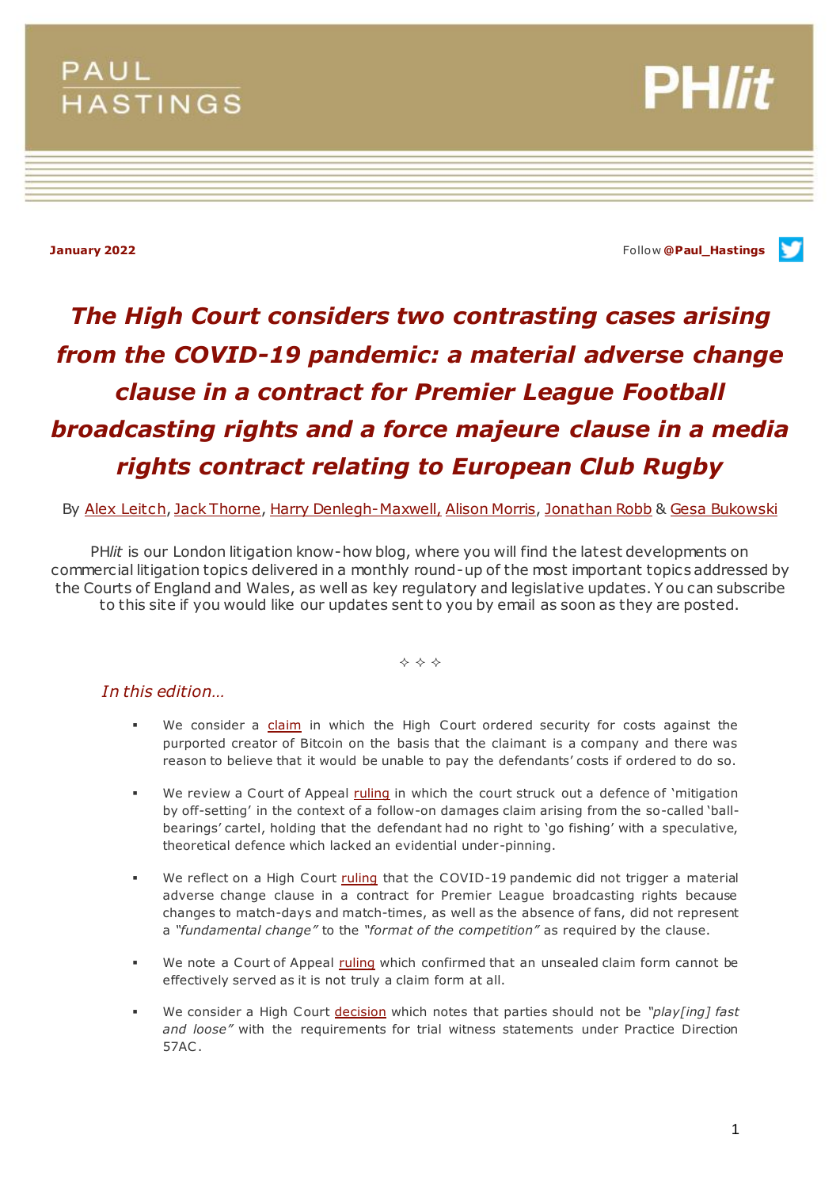PAUL HASTINGS

PH*lit*

**January 2022**

Follow **@Paul_Hastings**

# *The High Court considers two contrasting cases arising from the COVID-19 pandemic: a material adverse change clause in a contract for Premier League Football broadcasting rights and a force majeure clause in a media rights contract relating to European Club Rugby*

By Alex Leitch, Jack Thorne, Harry Denlegh-Maxwell, Alison Morris, Jonathan Robb & Gesa Bukowski

PH*lit* is our London litigation know-how blog, where you will find the latest developments on commercial litigation topics delivered in a monthly round-up of the most important topics addressed by the Courts of England and Wales, as well as key regulatory and legislative updates. You can subscribe to this site if you would like our updates sent to you by email as soon as they are posted.

✧ ✧ ✧

*In this edition…*

- We consider a claim in which the High Court ordered security for costs against the purported creator of Bitcoin on the basis that the claimant is a company and there was reason to believe that it would be unable to pay the defendants' costs if ordered to do so.
- We review a Court of Appeal ruling in which the court struck out a defence of 'mitigation by off-setting' in the context of a follow-on damages claim arising from the so-called 'ball-bearings' cartel, holding that the defendant had no right to 'go fishing' with a speculative, theoretical defence which lacked an evidential under-pinning.
- We reflect on a High Court ruling that the COVID-19 pandemic did not trigger a material adverse change clause in a contract for Premier League broadcasting rights because changes to match-days and match-times, as well as the absence of fans, did not represent a *"fundamental change"* to the *"format of the competition"* as required by the clause.
- We note a Court of Appeal ruling which confirmed that an unsealed claim form cannot be effectively served as it is not truly a claim form at all.
- We consider a High Court decision which notes that parties should not be *"play[ing] fast and loose"* with the requirements for trial witness statements under Practice Direction 57AC.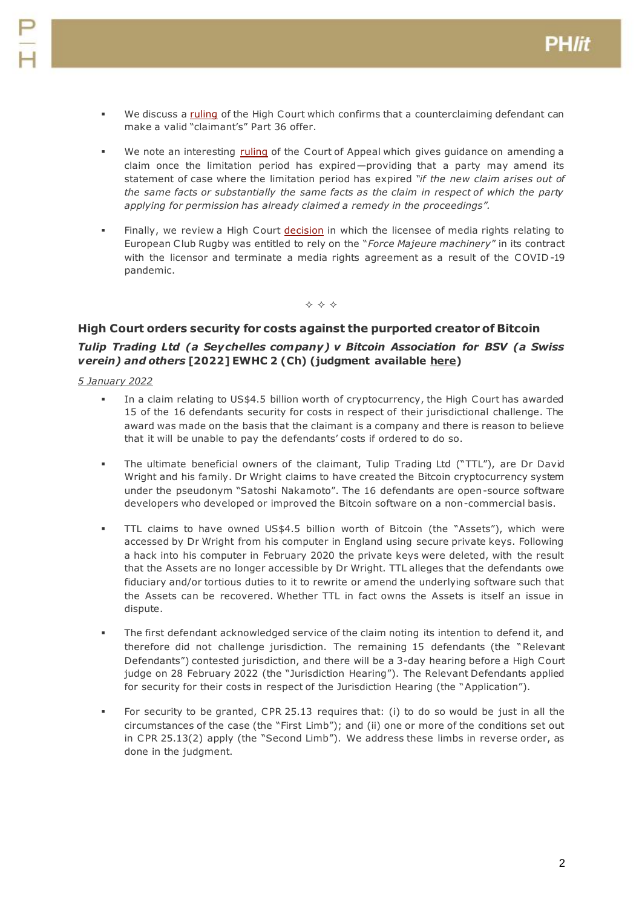- We discuss a ruling of the High Court which confirms that a counterclaiming defendant can make a valid "claimant's" Part 36 offer.
- We note an interesting ruling of the Court of Appeal which gives guidance on amending a claim once the limitation period has expired—providing that a party may amend its statement of case where the limitation period has expired *"if the new claim arises out of the same facts or substantially the same facts as the claim in respect of which the party applying for permission has already claimed a remedy in the proceedings".*
- Finally, we review a High Court decision in which the licensee of media rights relating to European Club Rugby was entitled to rely on the "*Force Majeure machinery*" in its contract with the licensor and terminate a media rights agreement as a result of the COVID-19 pandemic.

✧ ✧ ✧

## High Court orders security for costs against the purported creator of Bitcoin

***Tulip Trading Ltd (a Seychelles company) v Bitcoin Association for BSV (a Swiss verein) and others* [2022] EWHC 2 (Ch) (judgment available here)**

5 January 2022

- In a claim relating to US$4.5 billion worth of cryptocurrency, the High Court has awarded 15 of the 16 defendants security for costs in respect of their jurisdictional challenge. The award was made on the basis that the claimant is a company and there is reason to believe that it will be unable to pay the defendants' costs if ordered to do so.
- The ultimate beneficial owners of the claimant, Tulip Trading Ltd ("TTL"), are Dr David Wright and his family. Dr Wright claims to have created the Bitcoin cryptocurrency system under the pseudonym "Satoshi Nakamoto". The 16 defendants are open-source software developers who developed or improved the Bitcoin software on a non-commercial basis.
- TTL claims to have owned US$4.5 billion worth of Bitcoin (the "Assets"), which were accessed by Dr Wright from his computer in England using secure private keys. Following a hack into his computer in February 2020 the private keys were deleted, with the result that the Assets are no longer accessible by Dr Wright. TTL alleges that the defendants owe fiduciary and/or tortious duties to it to rewrite or amend the underlying software such that the Assets can be recovered. Whether TTL in fact owns the Assets is itself an issue in dispute.
- The first defendant acknowledged service of the claim noting its intention to defend it, and therefore did not challenge jurisdiction. The remaining 15 defendants (the "Relevant Defendants") contested jurisdiction, and there will be a 3-day hearing before a High Court judge on 28 February 2022 (the "Jurisdiction Hearing"). The Relevant Defendants applied for security for their costs in respect of the Jurisdiction Hearing (the "Application").
- For security to be granted, CPR 25.13 requires that: (i) to do so would be just in all the circumstances of the case (the "First Limb"); and (ii) one or more of the conditions set out in CPR 25.13(2) apply (the "Second Limb"). We address these limbs in reverse order, as done in the judgment.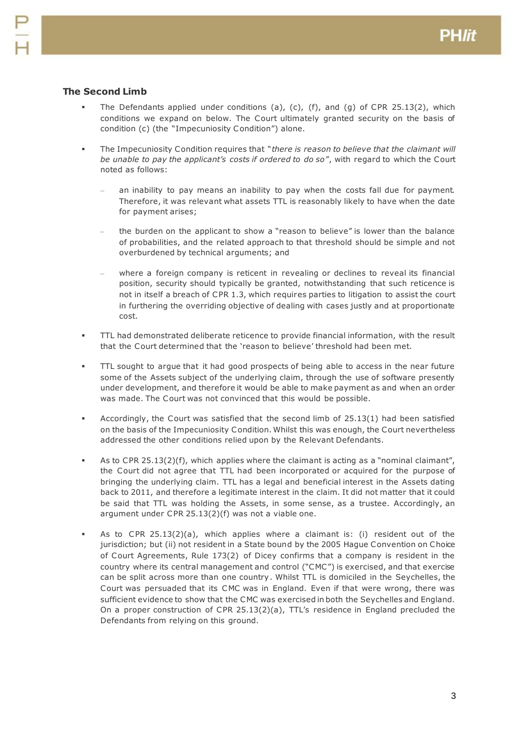### The Second Limb

- The Defendants applied under conditions (a), (c), (f), and (g) of CPR 25.13(2), which conditions we expand on below. The Court ultimately granted security on the basis of condition (c) (the "Impecuniosity Condition") alone.

- The Impecuniosity Condition requires that "*there is reason to believe that the claimant will be unable to pay the applicant's costs if ordered to do so*", with regard to which the Court noted as follows:

  - an inability to pay means an inability to pay when the costs fall due for payment. Therefore, it was relevant what assets TTL is reasonably likely to have when the date for payment arises;

  - the burden on the applicant to show a "reason to believe" is lower than the balance of probabilities, and the related approach to that threshold should be simple and not overburdened by technical arguments; and

  - where a foreign company is reticent in revealing or declines to reveal its financial position, security should typically be granted, notwithstanding that such reticence is not in itself a breach of CPR 1.3, which requires parties to litigation to assist the court in furthering the overriding objective of dealing with cases justly and at proportionate cost.

- TTL had demonstrated deliberate reticence to provide financial information, with the result that the Court determined that the 'reason to believe' threshold had been met.

- TTL sought to argue that it had good prospects of being able to access in the near future some of the Assets subject of the underlying claim, through the use of software presently under development, and therefore it would be able to make payment as and when an order was made. The Court was not convinced that this would be possible.

- Accordingly, the Court was satisfied that the second limb of 25.13(1) had been satisfied on the basis of the Impecuniosity Condition. Whilst this was enough, the Court nevertheless addressed the other conditions relied upon by the Relevant Defendants.

- As to CPR 25.13(2)(f), which applies where the claimant is acting as a "nominal claimant", the Court did not agree that TTL had been incorporated or acquired for the purpose of bringing the underlying claim. TTL has a legal and beneficial interest in the Assets dating back to 2011, and therefore a legitimate interest in the claim. It did not matter that it could be said that TTL was holding the Assets, in some sense, as a trustee. Accordingly, an argument under CPR 25.13(2)(f) was not a viable one.

- As to CPR 25.13(2)(a), which applies where a claimant is: (i) resident out of the jurisdiction; but (ii) not resident in a State bound by the 2005 Hague Convention on Choice of Court Agreements, Rule 173(2) of Dicey confirms that a company is resident in the country where its central management and control ("CMC") is exercised, and that exercise can be split across more than one country. Whilst TTL is domiciled in the Seychelles, the Court was persuaded that its CMC was in England. Even if that were wrong, there was sufficient evidence to show that the CMC was exercised in both the Seychelles and England. On a proper construction of CPR 25.13(2)(a), TTL's residence in England precluded the Defendants from relying on this ground.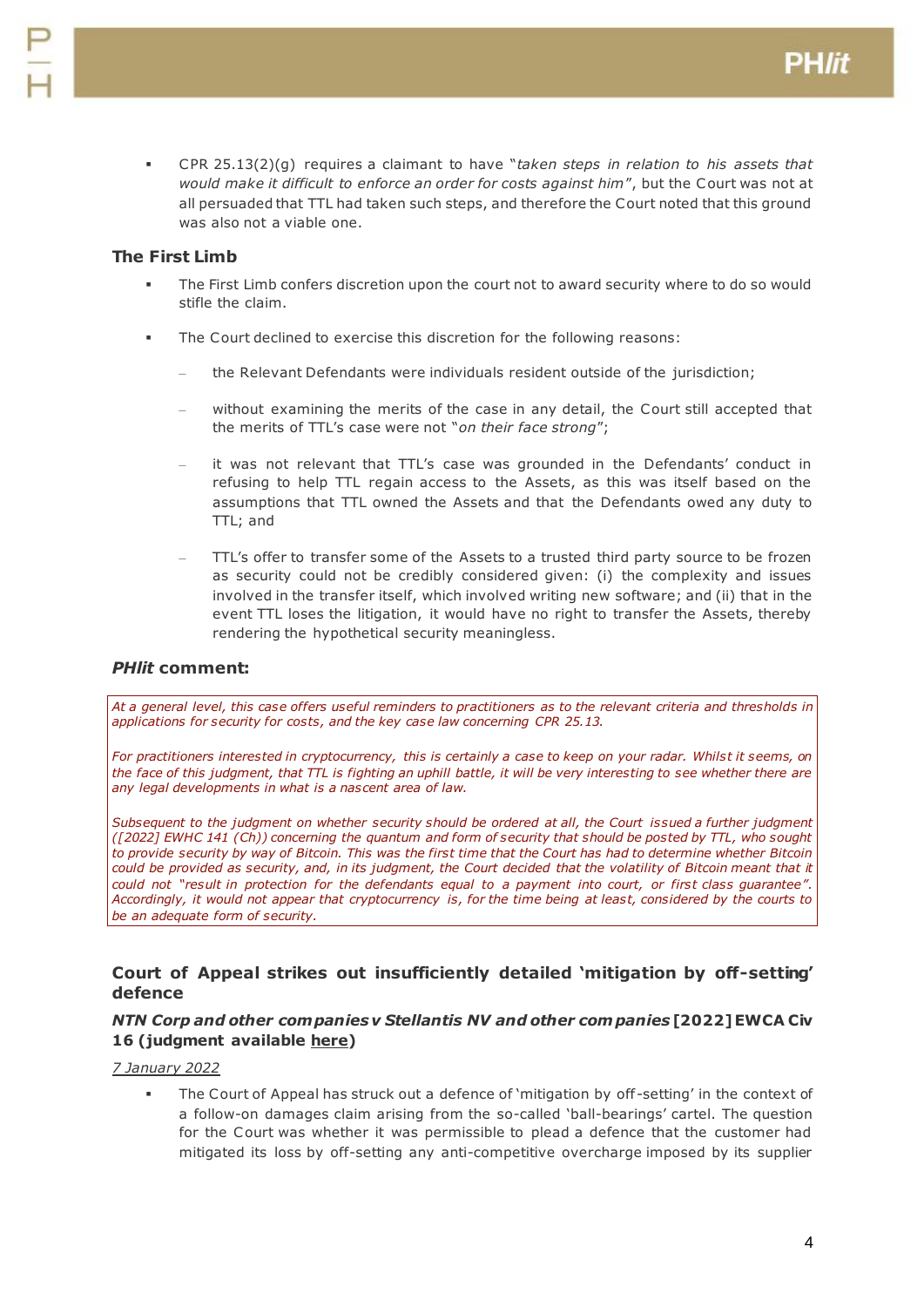- CPR 25.13(2)(g) requires a claimant to have "*taken steps in relation to his assets that would make it difficult to enforce an order for costs against him*", but the Court was not at all persuaded that TTL had taken such steps, and therefore the Court noted that this ground was also not a viable one.

### The First Limb

- The First Limb confers discretion upon the court not to award security where to do so would stifle the claim.
- The Court declined to exercise this discretion for the following reasons:
  - the Relevant Defendants were individuals resident outside of the jurisdiction;
  - without examining the merits of the case in any detail, the Court still accepted that the merits of TTL's case were not "*on their face strong*";
  - it was not relevant that TTL's case was grounded in the Defendants' conduct in refusing to help TTL regain access to the Assets, as this was itself based on the assumptions that TTL owned the Assets and that the Defendants owed any duty to TTL; and
  - TTL's offer to transfer some of the Assets to a trusted third party source to be frozen as security could not be credibly considered given: (i) the complexity and issues involved in the transfer itself, which involved writing new software; and (ii) that in the event TTL loses the litigation, it would have no right to transfer the Assets, thereby rendering the hypothetical security meaningless.

### ***PHlit* comment:**

*At a general level, this case offers useful reminders to practitioners as to the relevant criteria and thresholds in applications for security for costs, and the key case law concerning CPR 25.13.*

*For practitioners interested in cryptocurrency, this is certainly a case to keep on your radar. Whilst it seems, on the face of this judgment, that TTL is fighting an uphill battle, it will be very interesting to see whether there are any legal developments in what is a nascent area of law.*

*Subsequent to the judgment on whether security should be ordered at all, the Court issued a further judgment ([2022] EWHC 141 (Ch)) concerning the quantum and form of security that should be posted by TTL, who sought to provide security by way of Bitcoin. This was the first time that the Court has had to determine whether Bitcoin could be provided as security, and, in its judgment, the Court decided that the volatility of Bitcoin meant that it could not "result in protection for the defendants equal to a payment into court, or first class guarantee". Accordingly, it would not appear that cryptocurrency is, for the time being at least, considered by the courts to be an adequate form of security.*

## Court of Appeal strikes out insufficiently detailed 'mitigation by off-setting' defence

### ***NTN Corp and other companies v Stellantis NV and other companies* [2022] EWCA Civ 16 (judgment available here)**

7 January 2022

- The Court of Appeal has struck out a defence of 'mitigation by off-setting' in the context of a follow-on damages claim arising from the so-called 'ball-bearings' cartel. The question for the Court was whether it was permissible to plead a defence that the customer had mitigated its loss by off-setting any anti-competitive overcharge imposed by its supplier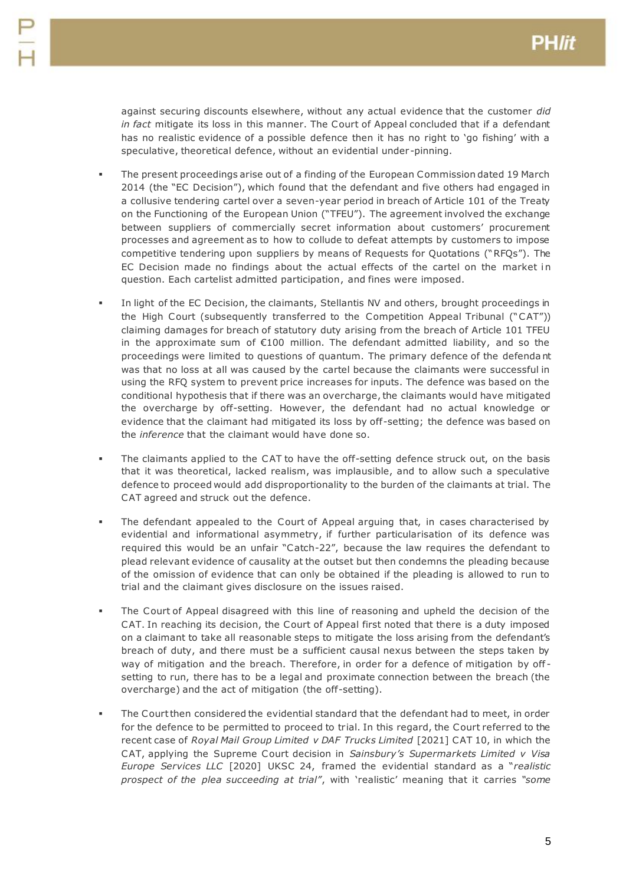against securing discounts elsewhere, without any actual evidence that the customer *did in fact* mitigate its loss in this manner. The Court of Appeal concluded that if a defendant has no realistic evidence of a possible defence then it has no right to 'go fishing' with a speculative, theoretical defence, without an evidential under-pinning.

- The present proceedings arise out of a finding of the European Commission dated 19 March 2014 (the "EC Decision"), which found that the defendant and five others had engaged in a collusive tendering cartel over a seven-year period in breach of Article 101 of the Treaty on the Functioning of the European Union ("TFEU"). The agreement involved the exchange between suppliers of commercially secret information about customers' procurement processes and agreement as to how to collude to defeat attempts by customers to impose competitive tendering upon suppliers by means of Requests for Quotations ("RFQs"). The EC Decision made no findings about the actual effects of the cartel on the market in question. Each cartelist admitted participation, and fines were imposed.

- In light of the EC Decision, the claimants, Stellantis NV and others, brought proceedings in the High Court (subsequently transferred to the Competition Appeal Tribunal ("CAT")) claiming damages for breach of statutory duty arising from the breach of Article 101 TFEU in the approximate sum of €100 million. The defendant admitted liability, and so the proceedings were limited to questions of quantum. The primary defence of the defendant was that no loss at all was caused by the cartel because the claimants were successful in using the RFQ system to prevent price increases for inputs. The defence was based on the conditional hypothesis that if there was an overcharge, the claimants would have mitigated the overcharge by off-setting. However, the defendant had no actual knowledge or evidence that the claimant had mitigated its loss by off-setting; the defence was based on the *inference* that the claimant would have done so.

- The claimants applied to the CAT to have the off-setting defence struck out, on the basis that it was theoretical, lacked realism, was implausible, and to allow such a speculative defence to proceed would add disproportionality to the burden of the claimants at trial. The CAT agreed and struck out the defence.

- The defendant appealed to the Court of Appeal arguing that, in cases characterised by evidential and informational asymmetry, if further particularisation of its defence was required this would be an unfair "Catch-22", because the law requires the defendant to plead relevant evidence of causality at the outset but then condemns the pleading because of the omission of evidence that can only be obtained if the pleading is allowed to run to trial and the claimant gives disclosure on the issues raised.

- The Court of Appeal disagreed with this line of reasoning and upheld the decision of the CAT. In reaching its decision, the Court of Appeal first noted that there is a duty imposed on a claimant to take all reasonable steps to mitigate the loss arising from the defendant's breach of duty, and there must be a sufficient causal nexus between the steps taken by way of mitigation and the breach. Therefore, in order for a defence of mitigation by off-setting to run, there has to be a legal and proximate connection between the breach (the overcharge) and the act of mitigation (the off-setting).

- The Court then considered the evidential standard that the defendant had to meet, in order for the defence to be permitted to proceed to trial. In this regard, the Court referred to the recent case of *Royal Mail Group Limited v DAF Trucks Limited* [2021] CAT 10, in which the CAT, applying the Supreme Court decision in *Sainsbury's Supermarkets Limited v Visa Europe Services LLC* [2020] UKSC 24, framed the evidential standard as a "*realistic prospect of the plea succeeding at trial*", with 'realistic' meaning that it carries *"some*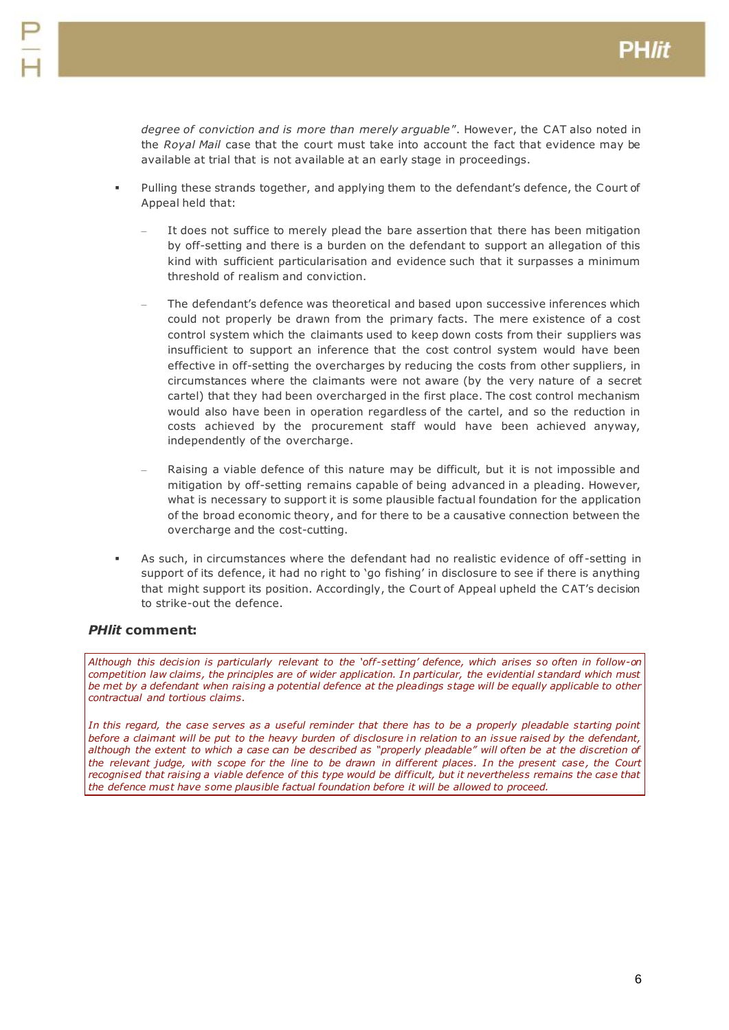*degree of conviction and is more than merely arguable*". However, the CAT also noted in the *Royal Mail* case that the court must take into account the fact that evidence may be available at trial that is not available at an early stage in proceedings.

- Pulling these strands together, and applying them to the defendant's defence, the Court of Appeal held that:
  - It does not suffice to merely plead the bare assertion that there has been mitigation by off-setting and there is a burden on the defendant to support an allegation of this kind with sufficient particularisation and evidence such that it surpasses a minimum threshold of realism and conviction.
  - The defendant's defence was theoretical and based upon successive inferences which could not properly be drawn from the primary facts. The mere existence of a cost control system which the claimants used to keep down costs from their suppliers was insufficient to support an inference that the cost control system would have been effective in off-setting the overcharges by reducing the costs from other suppliers, in circumstances where the claimants were not aware (by the very nature of a secret cartel) that they had been overcharged in the first place. The cost control mechanism would also have been in operation regardless of the cartel, and so the reduction in costs achieved by the procurement staff would have been achieved anyway, independently of the overcharge.
  - Raising a viable defence of this nature may be difficult, but it is not impossible and mitigation by off-setting remains capable of being advanced in a pleading. However, what is necessary to support it is some plausible factual foundation for the application of the broad economic theory, and for there to be a causative connection between the overcharge and the cost-cutting.
- As such, in circumstances where the defendant had no realistic evidence of off-setting in support of its defence, it had no right to 'go fishing' in disclosure to see if there is anything that might support its position. Accordingly, the Court of Appeal upheld the CAT's decision to strike-out the defence.

### ***PHlit* comment:**

*Although this decision is particularly relevant to the 'off-setting' defence, which arises so often in follow-on competition law claims, the principles are of wider application. In particular, the evidential standard which must be met by a defendant when raising a potential defence at the pleadings stage will be equally applicable to other contractual and tortious claims.*

*In this regard, the case serves as a useful reminder that there has to be a properly pleadable starting point before a claimant will be put to the heavy burden of disclosure in relation to an issue raised by the defendant, although the extent to which a case can be described as "properly pleadable" will often be at the discretion of the relevant judge, with scope for the line to be drawn in different places. In the present case, the Court recognised that raising a viable defence of this type would be difficult, but it nevertheless remains the case that the defence must have some plausible factual foundation before it will be allowed to proceed.*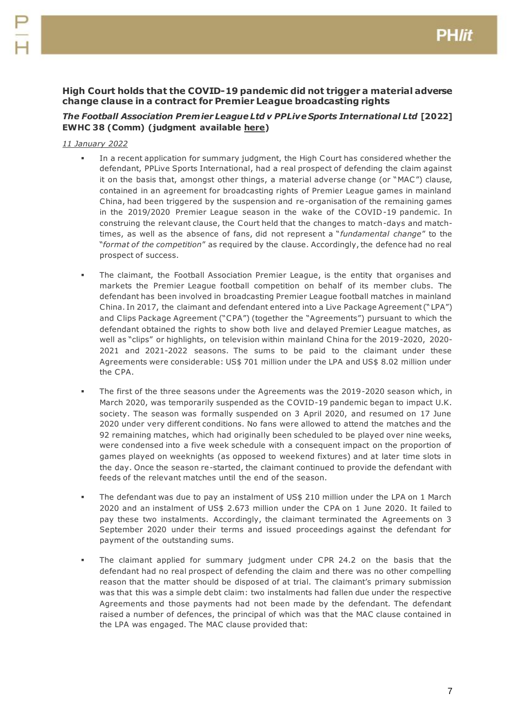### High Court holds that the COVID-19 pandemic did not trigger a material adverse change clause in a contract for Premier League broadcasting rights

***The Football Association Premier League Ltd v PPLive Sports International Ltd*** **[2022] EWHC 38 (Comm) (judgment available here)**

*11 January 2022*

- In a recent application for summary judgment, the High Court has considered whether the defendant, PPLive Sports International, had a real prospect of defending the claim against it on the basis that, amongst other things, a material adverse change (or "MAC") clause, contained in an agreement for broadcasting rights of Premier League games in mainland China, had been triggered by the suspension and re-organisation of the remaining games in the 2019/2020 Premier League season in the wake of the COVID-19 pandemic. In construing the relevant clause, the Court held that the changes to match-days and match-times, as well as the absence of fans, did not represent a "*fundamental change*" to the "*format of the competition*" as required by the clause. Accordingly, the defence had no real prospect of success.

- The claimant, the Football Association Premier League, is the entity that organises and markets the Premier League football competition on behalf of its member clubs. The defendant has been involved in broadcasting Premier League football matches in mainland China. In 2017, the claimant and defendant entered into a Live Package Agreement ("LPA") and Clips Package Agreement ("CPA") (together the "Agreements") pursuant to which the defendant obtained the rights to show both live and delayed Premier League matches, as well as "clips" or highlights, on television within mainland China for the 2019-2020, 2020-2021 and 2021-2022 seasons. The sums to be paid to the claimant under these Agreements were considerable: US$ 701 million under the LPA and US$ 8.02 million under the CPA.

- The first of the three seasons under the Agreements was the 2019-2020 season which, in March 2020, was temporarily suspended as the COVID-19 pandemic began to impact U.K. society. The season was formally suspended on 3 April 2020, and resumed on 17 June 2020 under very different conditions. No fans were allowed to attend the matches and the 92 remaining matches, which had originally been scheduled to be played over nine weeks, were condensed into a five week schedule with a consequent impact on the proportion of games played on weeknights (as opposed to weekend fixtures) and at later time slots in the day. Once the season re-started, the claimant continued to provide the defendant with feeds of the relevant matches until the end of the season.

- The defendant was due to pay an instalment of US$ 210 million under the LPA on 1 March 2020 and an instalment of US$ 2.673 million under the CPA on 1 June 2020. It failed to pay these two instalments. Accordingly, the claimant terminated the Agreements on 3 September 2020 under their terms and issued proceedings against the defendant for payment of the outstanding sums.

- The claimant applied for summary judgment under CPR 24.2 on the basis that the defendant had no real prospect of defending the claim and there was no other compelling reason that the matter should be disposed of at trial. The claimant's primary submission was that this was a simple debt claim: two instalments had fallen due under the respective Agreements and those payments had not been made by the defendant. The defendant raised a number of defences, the principal of which was that the MAC clause contained in the LPA was engaged. The MAC clause provided that: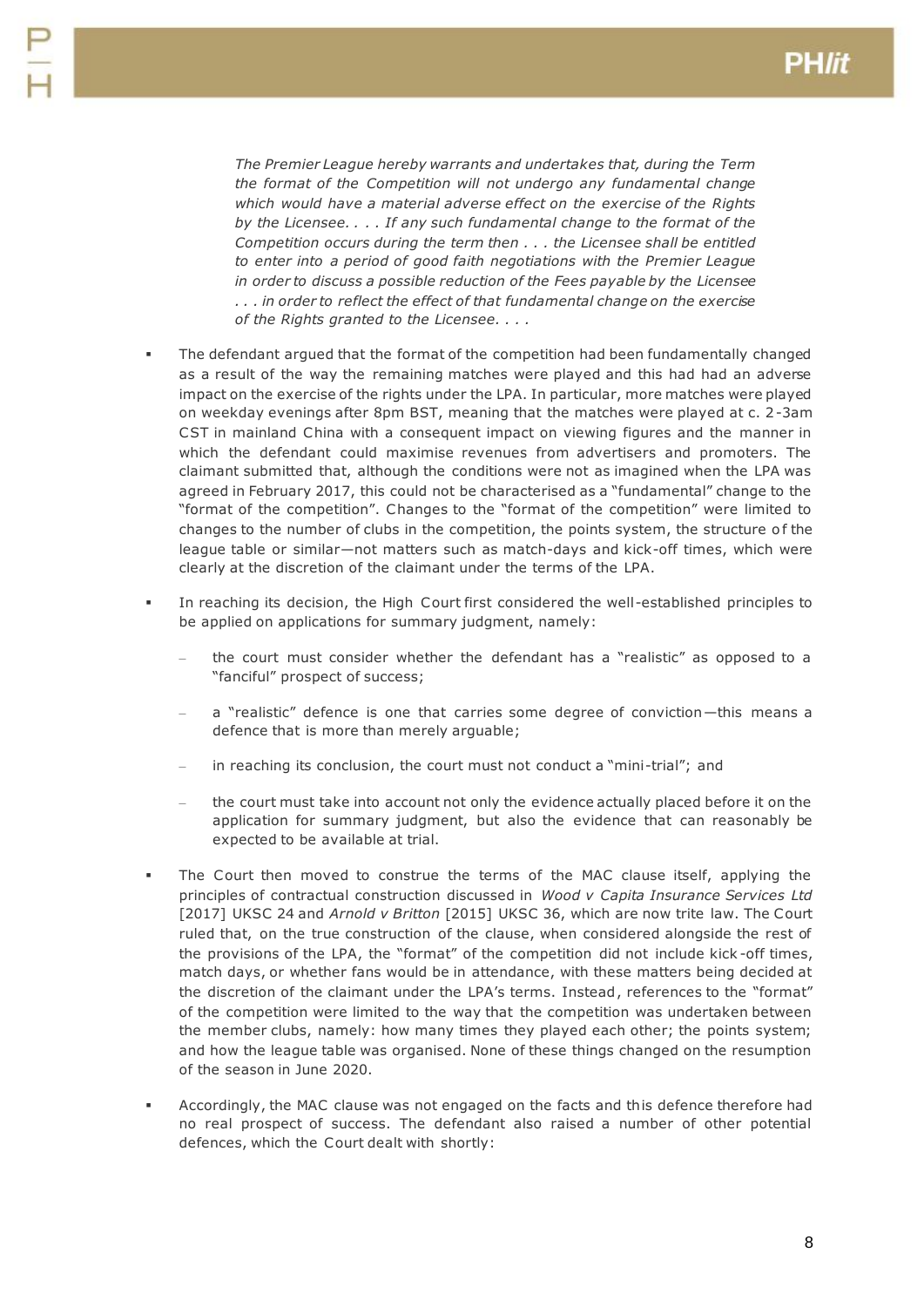> *The Premier League hereby warrants and undertakes that, during the Term the format of the Competition will not undergo any fundamental change which would have a material adverse effect on the exercise of the Rights by the Licensee. . . . If any such fundamental change to the format of the Competition occurs during the term then . . . the Licensee shall be entitled to enter into a period of good faith negotiations with the Premier League in order to discuss a possible reduction of the Fees payable by the Licensee . . . in order to reflect the effect of that fundamental change on the exercise of the Rights granted to the Licensee. . . .*

- The defendant argued that the format of the competition had been fundamentally changed as a result of the way the remaining matches were played and this had had an adverse impact on the exercise of the rights under the LPA. In particular, more matches were played on weekday evenings after 8pm BST, meaning that the matches were played at c. 2-3am CST in mainland China with a consequent impact on viewing figures and the manner in which the defendant could maximise revenues from advertisers and promoters. The claimant submitted that, although the conditions were not as imagined when the LPA was agreed in February 2017, this could not be characterised as a "fundamental" change to the "format of the competition". Changes to the "format of the competition" were limited to changes to the number of clubs in the competition, the points system, the structure of the league table or similar—not matters such as match-days and kick-off times, which were clearly at the discretion of the claimant under the terms of the LPA.

- In reaching its decision, the High Court first considered the well-established principles to be applied on applications for summary judgment, namely:

  - the court must consider whether the defendant has a "realistic" as opposed to a "fanciful" prospect of success;
  - a "realistic" defence is one that carries some degree of conviction—this means a defence that is more than merely arguable;
  - in reaching its conclusion, the court must not conduct a "mini-trial"; and
  - the court must take into account not only the evidence actually placed before it on the application for summary judgment, but also the evidence that can reasonably be expected to be available at trial.

- The Court then moved to construe the terms of the MAC clause itself, applying the principles of contractual construction discussed in *Wood v Capita Insurance Services Ltd* [2017] UKSC 24 and *Arnold v Britton* [2015] UKSC 36, which are now trite law. The Court ruled that, on the true construction of the clause, when considered alongside the rest of the provisions of the LPA, the "format" of the competition did not include kick-off times, match days, or whether fans would be in attendance, with these matters being decided at the discretion of the claimant under the LPA's terms. Instead, references to the "format" of the competition were limited to the way that the competition was undertaken between the member clubs, namely: how many times they played each other; the points system; and how the league table was organised. None of these things changed on the resumption of the season in June 2020.

- Accordingly, the MAC clause was not engaged on the facts and this defence therefore had no real prospect of success. The defendant also raised a number of other potential defences, which the Court dealt with shortly: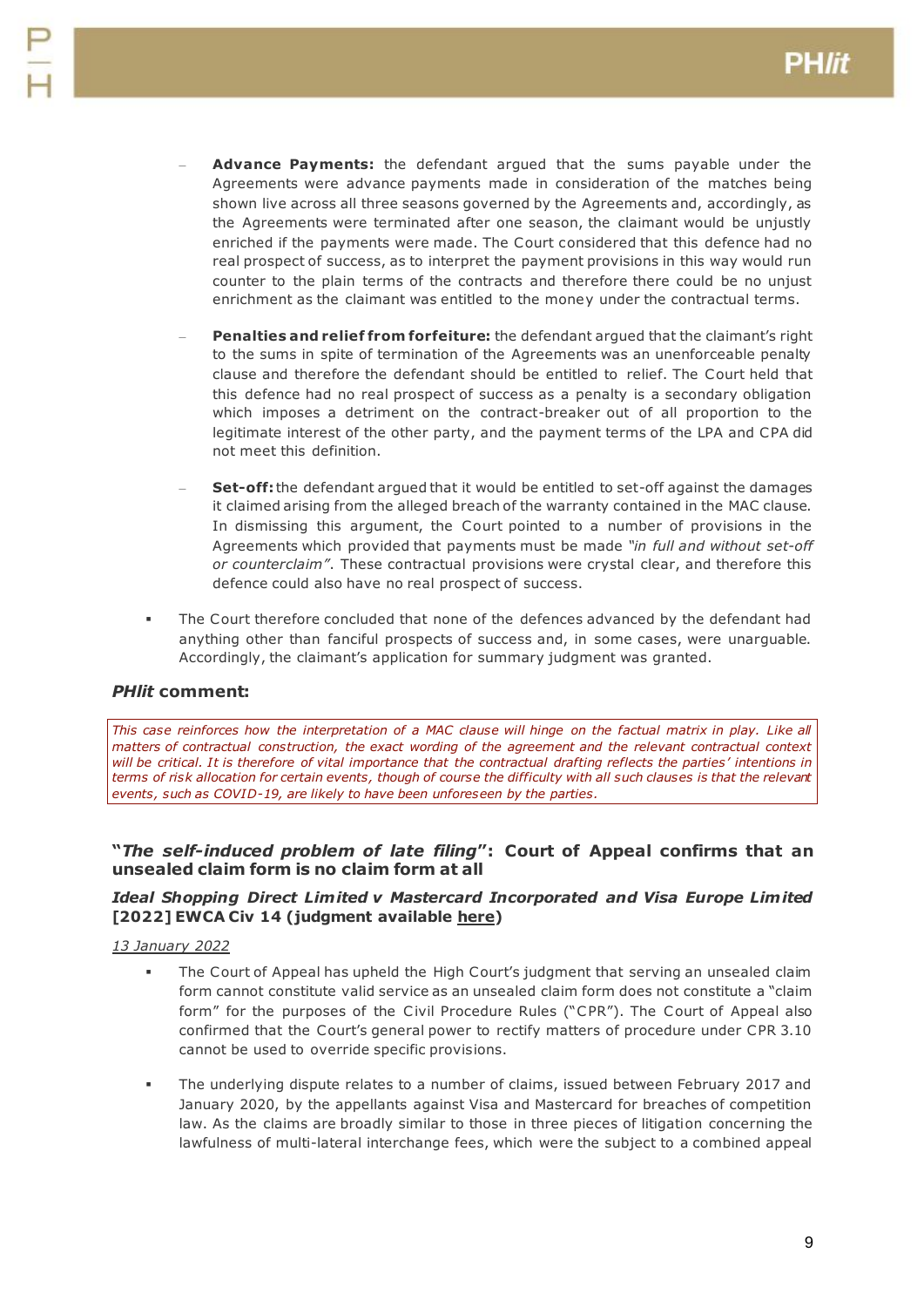- **Advance Payments:** the defendant argued that the sums payable under the Agreements were advance payments made in consideration of the matches being shown live across all three seasons governed by the Agreements and, accordingly, as the Agreements were terminated after one season, the claimant would be unjustly enriched if the payments were made. The Court considered that this defence had no real prospect of success, as to interpret the payment provisions in this way would run counter to the plain terms of the contracts and therefore there could be no unjust enrichment as the claimant was entitled to the money under the contractual terms.

- **Penalties and relief from forfeiture:** the defendant argued that the claimant's right to the sums in spite of termination of the Agreements was an unenforceable penalty clause and therefore the defendant should be entitled to relief. The Court held that this defence had no real prospect of success as a penalty is a secondary obligation which imposes a detriment on the contract-breaker out of all proportion to the legitimate interest of the other party, and the payment terms of the LPA and CPA did not meet this definition.

- **Set-off:** the defendant argued that it would be entitled to set-off against the damages it claimed arising from the alleged breach of the warranty contained in the MAC clause. In dismissing this argument, the Court pointed to a number of provisions in the Agreements which provided that payments must be made *"in full and without set-off or counterclaim"*. These contractual provisions were crystal clear, and therefore this defence could also have no real prospect of success.

- The Court therefore concluded that none of the defences advanced by the defendant had anything other than fanciful prospects of success and, in some cases, were unarguable. Accordingly, the claimant's application for summary judgment was granted.

### *PHlit* comment:

*This case reinforces how the interpretation of a MAC clause will hinge on the factual matrix in play. Like all matters of contractual construction, the exact wording of the agreement and the relevant contractual context will be critical. It is therefore of vital importance that the contractual drafting reflects the parties' intentions in terms of risk allocation for certain events, though of course the difficulty with all such clauses is that the relevant events, such as COVID-19, are likely to have been unforeseen by the parties.*

## "*The self-induced problem of late filing*": Court of Appeal confirms that an unsealed claim form is no claim form at all

### *Ideal Shopping Direct Limited v Mastercard Incorporated and Visa Europe Limited* [2022] EWCA Civ 14 (judgment available here)

13 January 2022

- The Court of Appeal has upheld the High Court's judgment that serving an unsealed claim form cannot constitute valid service as an unsealed claim form does not constitute a "claim form" for the purposes of the Civil Procedure Rules ("CPR"). The Court of Appeal also confirmed that the Court's general power to rectify matters of procedure under CPR 3.10 cannot be used to override specific provisions.

- The underlying dispute relates to a number of claims, issued between February 2017 and January 2020, by the appellants against Visa and Mastercard for breaches of competition law. As the claims are broadly similar to those in three pieces of litigation concerning the lawfulness of multi-lateral interchange fees, which were the subject to a combined appeal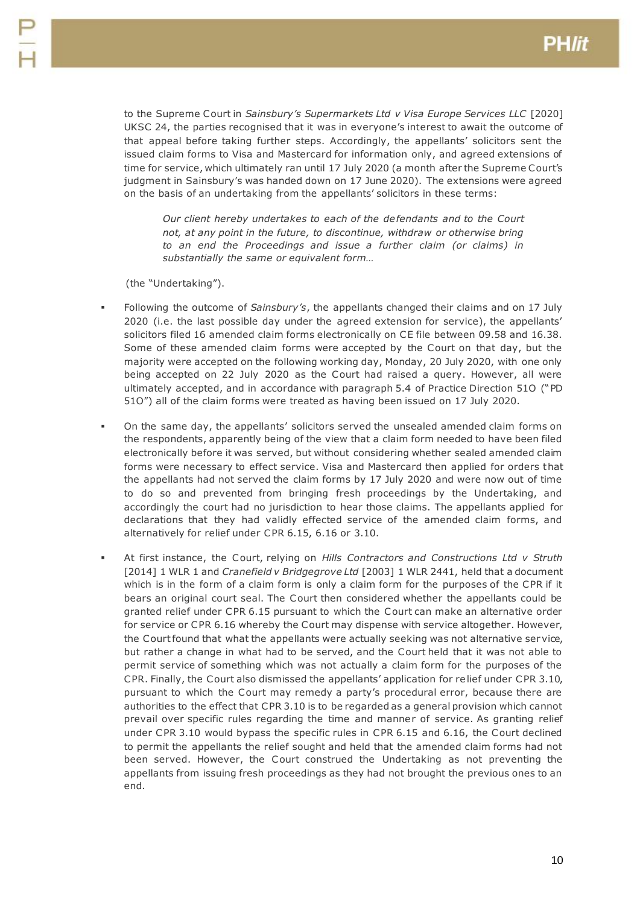to the Supreme Court in *Sainsbury's Supermarkets Ltd v Visa Europe Services LLC* [2020] UKSC 24, the parties recognised that it was in everyone's interest to await the outcome of that appeal before taking further steps. Accordingly, the appellants' solicitors sent the issued claim forms to Visa and Mastercard for information only, and agreed extensions of time for service, which ultimately ran until 17 July 2020 (a month after the Supreme Court's judgment in Sainsbury's was handed down on 17 June 2020). The extensions were agreed on the basis of an undertaking from the appellants' solicitors in these terms:

> *Our client hereby undertakes to each of the defendants and to the Court not, at any point in the future, to discontinue, withdraw or otherwise bring to an end the Proceedings and issue a further claim (or claims) in substantially the same or equivalent form…*

(the "Undertaking").

- Following the outcome of *Sainsbury's*, the appellants changed their claims and on 17 July 2020 (i.e. the last possible day under the agreed extension for service), the appellants' solicitors filed 16 amended claim forms electronically on CE file between 09.58 and 16.38. Some of these amended claim forms were accepted by the Court on that day, but the majority were accepted on the following working day, Monday, 20 July 2020, with one only being accepted on 22 July 2020 as the Court had raised a query. However, all were ultimately accepted, and in accordance with paragraph 5.4 of Practice Direction 51O ("PD 51O") all of the claim forms were treated as having been issued on 17 July 2020.

- On the same day, the appellants' solicitors served the unsealed amended claim forms on the respondents, apparently being of the view that a claim form needed to have been filed electronically before it was served, but without considering whether sealed amended claim forms were necessary to effect service. Visa and Mastercard then applied for orders that the appellants had not served the claim forms by 17 July 2020 and were now out of time to do so and prevented from bringing fresh proceedings by the Undertaking, and accordingly the court had no jurisdiction to hear those claims. The appellants applied for declarations that they had validly effected service of the amended claim forms, and alternatively for relief under CPR 6.15, 6.16 or 3.10.

- At first instance, the Court, relying on *Hills Contractors and Constructions Ltd v Struth* [2014] 1 WLR 1 and *Cranefield v Bridgegrove Ltd* [2003] 1 WLR 2441, held that a document which is in the form of a claim form is only a claim form for the purposes of the CPR if it bears an original court seal. The Court then considered whether the appellants could be granted relief under CPR 6.15 pursuant to which the Court can make an alternative order for service or CPR 6.16 whereby the Court may dispense with service altogether. However, the Court found that what the appellants were actually seeking was not alternative service, but rather a change in what had to be served, and the Court held that it was not able to permit service of something which was not actually a claim form for the purposes of the CPR. Finally, the Court also dismissed the appellants' application for relief under CPR 3.10, pursuant to which the Court may remedy a party's procedural error, because there are authorities to the effect that CPR 3.10 is to be regarded as a general provision which cannot prevail over specific rules regarding the time and manner of service. As granting relief under CPR 3.10 would bypass the specific rules in CPR 6.15 and 6.16, the Court declined to permit the appellants the relief sought and held that the amended claim forms had not been served. However, the Court construed the Undertaking as not preventing the appellants from issuing fresh proceedings as they had not brought the previous ones to an end.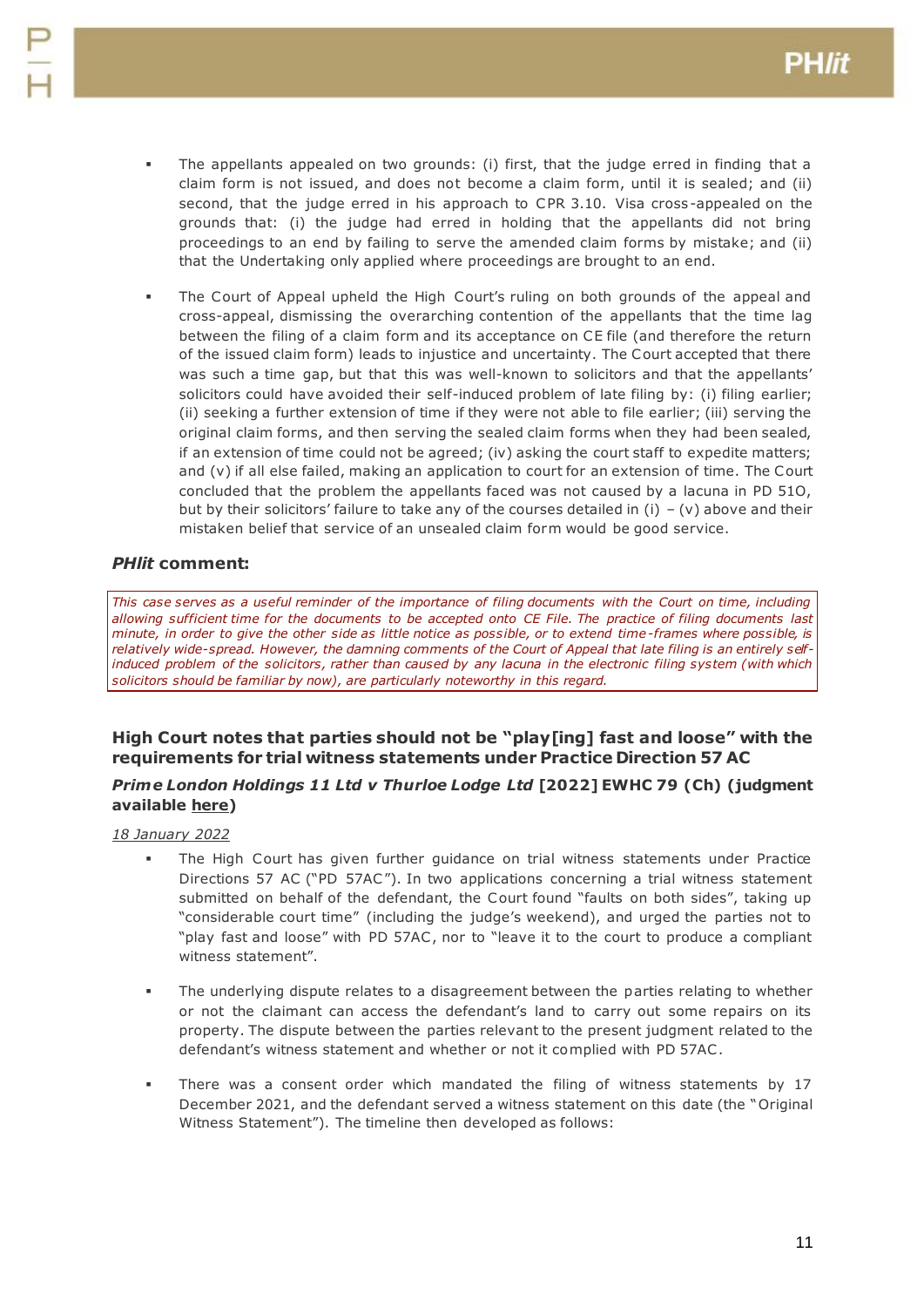- The appellants appealed on two grounds: (i) first, that the judge erred in finding that a claim form is not issued, and does not become a claim form, until it is sealed; and (ii) second, that the judge erred in his approach to CPR 3.10. Visa cross-appealed on the grounds that: (i) the judge had erred in holding that the appellants did not bring proceedings to an end by failing to serve the amended claim forms by mistake; and (ii) that the Undertaking only applied where proceedings are brought to an end.

- The Court of Appeal upheld the High Court's ruling on both grounds of the appeal and cross-appeal, dismissing the overarching contention of the appellants that the time lag between the filing of a claim form and its acceptance on CE file (and therefore the return of the issued claim form) leads to injustice and uncertainty. The Court accepted that there was such a time gap, but that this was well-known to solicitors and that the appellants' solicitors could have avoided their self-induced problem of late filing by: (i) filing earlier; (ii) seeking a further extension of time if they were not able to file earlier; (iii) serving the original claim forms, and then serving the sealed claim forms when they had been sealed, if an extension of time could not be agreed; (iv) asking the court staff to expedite matters; and (v) if all else failed, making an application to court for an extension of time. The Court concluded that the problem the appellants faced was not caused by a lacuna in PD 51O, but by their solicitors' failure to take any of the courses detailed in (i) – (v) above and their mistaken belief that service of an unsealed claim form would be good service.

### *PHlit* comment:

*This case serves as a useful reminder of the importance of filing documents with the Court on time, including allowing sufficient time for the documents to be accepted onto CE File. The practice of filing documents last minute, in order to give the other side as little notice as possible, or to extend time-frames where possible, is relatively wide-spread. However, the damning comments of the Court of Appeal that late filing is an entirely self-induced problem of the solicitors, rather than caused by any lacuna in the electronic filing system (with which solicitors should be familiar by now), are particularly noteworthy in this regard.*

### High Court notes that parties should not be "play[ing] fast and loose" with the requirements for trial witness statements under Practice Direction 57 AC

***Prime London Holdings 11 Ltd v Thurloe Lodge Ltd* [2022] EWHC 79 (Ch) (judgment available here)**

18 January 2022

- The High Court has given further guidance on trial witness statements under Practice Directions 57 AC ("PD 57AC"). In two applications concerning a trial witness statement submitted on behalf of the defendant, the Court found "faults on both sides", taking up "considerable court time" (including the judge's weekend), and urged the parties not to "play fast and loose" with PD 57AC, nor to "leave it to the court to produce a compliant witness statement".

- The underlying dispute relates to a disagreement between the parties relating to whether or not the claimant can access the defendant's land to carry out some repairs on its property. The dispute between the parties relevant to the present judgment related to the defendant's witness statement and whether or not it complied with PD 57AC.

- There was a consent order which mandated the filing of witness statements by 17 December 2021, and the defendant served a witness statement on this date (the "Original Witness Statement"). The timeline then developed as follows: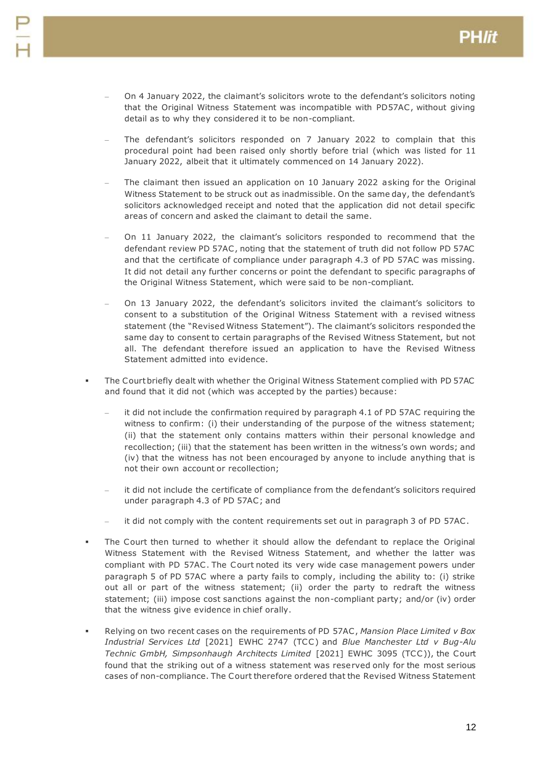- On 4 January 2022, the claimant's solicitors wrote to the defendant's solicitors noting that the Original Witness Statement was incompatible with PD57AC, without giving detail as to why they considered it to be non-compliant.
  - The defendant's solicitors responded on 7 January 2022 to complain that this procedural point had been raised only shortly before trial (which was listed for 11 January 2022, albeit that it ultimately commenced on 14 January 2022).
  - The claimant then issued an application on 10 January 2022 asking for the Original Witness Statement to be struck out as inadmissible. On the same day, the defendant's solicitors acknowledged receipt and noted that the application did not detail specific areas of concern and asked the claimant to detail the same.
  - On 11 January 2022, the claimant's solicitors responded to recommend that the defendant review PD 57AC, noting that the statement of truth did not follow PD 57AC and that the certificate of compliance under paragraph 4.3 of PD 57AC was missing. It did not detail any further concerns or point the defendant to specific paragraphs of the Original Witness Statement, which were said to be non-compliant.
  - On 13 January 2022, the defendant's solicitors invited the claimant's solicitors to consent to a substitution of the Original Witness Statement with a revised witness statement (the "Revised Witness Statement"). The claimant's solicitors responded the same day to consent to certain paragraphs of the Revised Witness Statement, but not all. The defendant therefore issued an application to have the Revised Witness Statement admitted into evidence.

- The Court briefly dealt with whether the Original Witness Statement complied with PD 57AC and found that it did not (which was accepted by the parties) because:
  - it did not include the confirmation required by paragraph 4.1 of PD 57AC requiring the witness to confirm: (i) their understanding of the purpose of the witness statement; (ii) that the statement only contains matters within their personal knowledge and recollection; (iii) that the statement has been written in the witness's own words; and (iv) that the witness has not been encouraged by anyone to include anything that is not their own account or recollection;
  - it did not include the certificate of compliance from the defendant's solicitors required under paragraph 4.3 of PD 57AC; and
  - it did not comply with the content requirements set out in paragraph 3 of PD 57AC.
- The Court then turned to whether it should allow the defendant to replace the Original Witness Statement with the Revised Witness Statement, and whether the latter was compliant with PD 57AC. The Court noted its very wide case management powers under paragraph 5 of PD 57AC where a party fails to comply, including the ability to: (i) strike out all or part of the witness statement; (ii) order the party to redraft the witness statement; (iii) impose cost sanctions against the non-compliant party; and/or (iv) order that the witness give evidence in chief orally.
- Relying on two recent cases on the requirements of PD 57AC, *Mansion Place Limited v Box Industrial Services Ltd* [2021] EWHC 2747 (TCC) and *Blue Manchester Ltd v Bug-Alu Technic GmbH, Simpsonhaugh Architects Limited* [2021] EWHC 3095 (TCC)), the Court found that the striking out of a witness statement was reserved only for the most serious cases of non-compliance. The Court therefore ordered that the Revised Witness Statement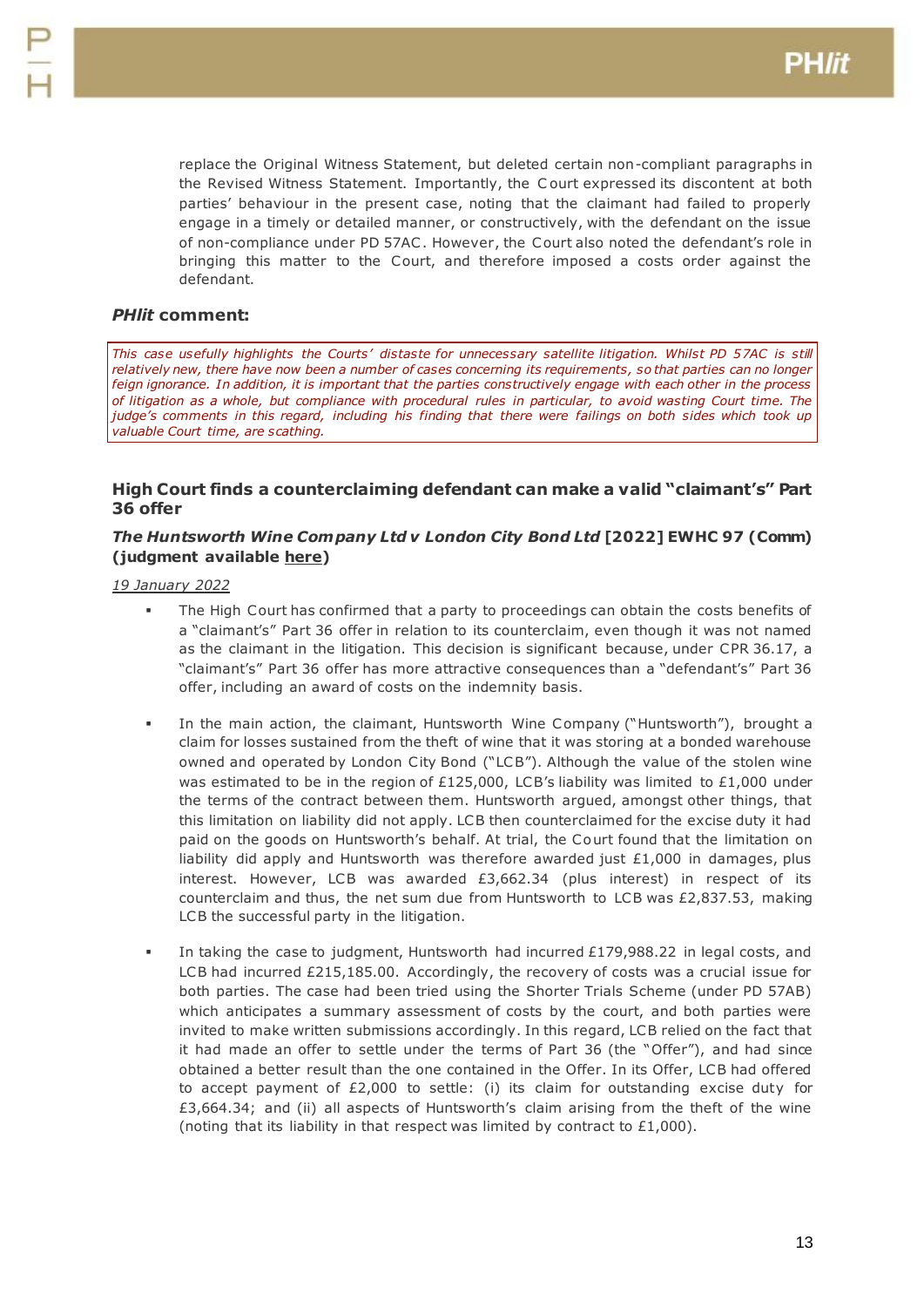replace the Original Witness Statement, but deleted certain non-compliant paragraphs in the Revised Witness Statement. Importantly, the Court expressed its discontent at both parties' behaviour in the present case, noting that the claimant had failed to properly engage in a timely or detailed manner, or constructively, with the defendant on the issue of non-compliance under PD 57AC. However, the Court also noted the defendant's role in bringing this matter to the Court, and therefore imposed a costs order against the defendant.

### *PHlit* comment:

*This case usefully highlights the Courts' distaste for unnecessary satellite litigation. Whilst PD 57AC is still relatively new, there have now been a number of cases concerning its requirements, so that parties can no longer feign ignorance. In addition, it is important that the parties constructively engage with each other in the process of litigation as a whole, but compliance with procedural rules in particular, to avoid wasting Court time. The judge's comments in this regard, including his finding that there were failings on both sides which took up valuable Court time, are scathing.*

### High Court finds a counterclaiming defendant can make a valid "claimant's" Part 36 offer

#### *The Huntsworth Wine Company Ltd v London City Bond Ltd* [2022] EWHC 97 (Comm) (judgment available here)

*19 January 2022*

- The High Court has confirmed that a party to proceedings can obtain the costs benefits of a "claimant's" Part 36 offer in relation to its counterclaim, even though it was not named as the claimant in the litigation. This decision is significant because, under CPR 36.17, a "claimant's" Part 36 offer has more attractive consequences than a "defendant's" Part 36 offer, including an award of costs on the indemnity basis.

- In the main action, the claimant, Huntsworth Wine Company ("Huntsworth"), brought a claim for losses sustained from the theft of wine that it was storing at a bonded warehouse owned and operated by London City Bond ("LCB"). Although the value of the stolen wine was estimated to be in the region of £125,000, LCB's liability was limited to £1,000 under the terms of the contract between them. Huntsworth argued, amongst other things, that this limitation on liability did not apply. LCB then counterclaimed for the excise duty it had paid on the goods on Huntsworth's behalf. At trial, the Court found that the limitation on liability did apply and Huntsworth was therefore awarded just £1,000 in damages, plus interest. However, LCB was awarded £3,662.34 (plus interest) in respect of its counterclaim and thus, the net sum due from Huntsworth to LCB was £2,837.53, making LCB the successful party in the litigation.

- In taking the case to judgment, Huntsworth had incurred £179,988.22 in legal costs, and LCB had incurred £215,185.00. Accordingly, the recovery of costs was a crucial issue for both parties. The case had been tried using the Shorter Trials Scheme (under PD 57AB) which anticipates a summary assessment of costs by the court, and both parties were invited to make written submissions accordingly. In this regard, LCB relied on the fact that it had made an offer to settle under the terms of Part 36 (the "Offer"), and had since obtained a better result than the one contained in the Offer. In its Offer, LCB had offered to accept payment of £2,000 to settle: (i) its claim for outstanding excise duty for £3,664.34; and (ii) all aspects of Huntsworth's claim arising from the theft of the wine (noting that its liability in that respect was limited by contract to £1,000).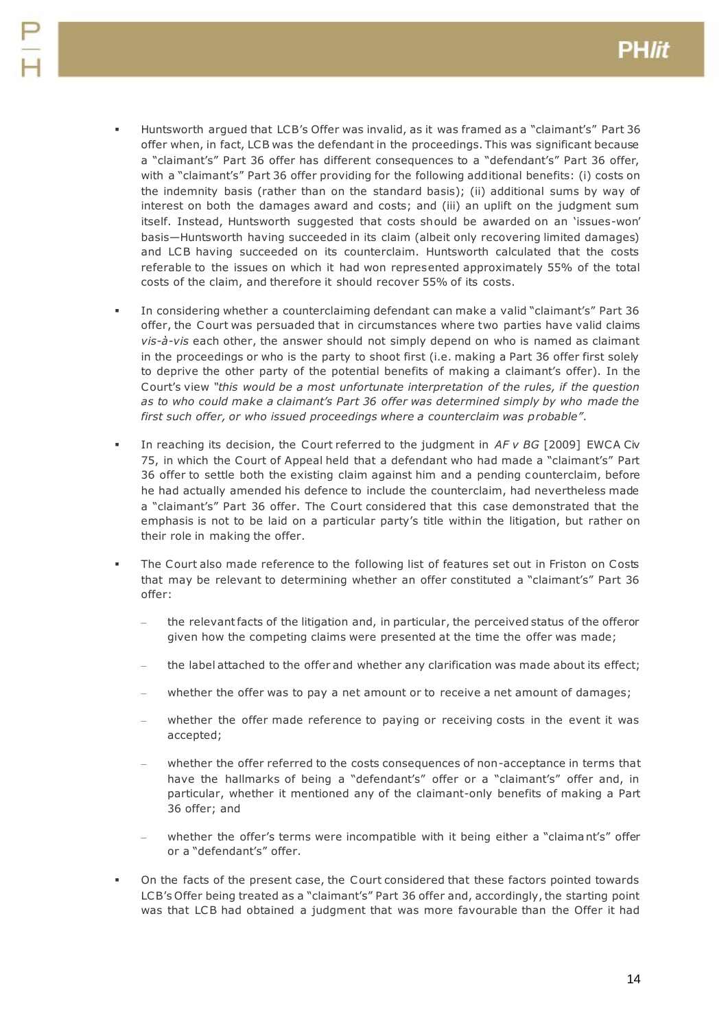- Huntsworth argued that LCB's Offer was invalid, as it was framed as a "claimant's" Part 36 offer when, in fact, LCB was the defendant in the proceedings. This was significant because a "claimant's" Part 36 offer has different consequences to a "defendant's" Part 36 offer, with a "claimant's" Part 36 offer providing for the following additional benefits: (i) costs on the indemnity basis (rather than on the standard basis); (ii) additional sums by way of interest on both the damages award and costs; and (iii) an uplift on the judgment sum itself. Instead, Huntsworth suggested that costs should be awarded on an 'issues-won' basis—Huntsworth having succeeded in its claim (albeit only recovering limited damages) and LCB having succeeded on its counterclaim. Huntsworth calculated that the costs referable to the issues on which it had won represented approximately 55% of the total costs of the claim, and therefore it should recover 55% of its costs.

- In considering whether a counterclaiming defendant can make a valid "claimant's" Part 36 offer, the Court was persuaded that in circumstances where two parties have valid claims *vis-à-vis* each other, the answer should not simply depend on who is named as claimant in the proceedings or who is the party to shoot first (i.e. making a Part 36 offer first solely to deprive the other party of the potential benefits of making a claimant's offer). In the Court's view *"this would be a most unfortunate interpretation of the rules, if the question as to who could make a claimant's Part 36 offer was determined simply by who made the first such offer, or who issued proceedings where a counterclaim was probable"*.

- In reaching its decision, the Court referred to the judgment in *AF v BG* [2009] EWCA Civ 75, in which the Court of Appeal held that a defendant who had made a "claimant's" Part 36 offer to settle both the existing claim against him and a pending counterclaim, before he had actually amended his defence to include the counterclaim, had nevertheless made a "claimant's" Part 36 offer. The Court considered that this case demonstrated that the emphasis is not to be laid on a particular party's title within the litigation, but rather on their role in making the offer.

- The Court also made reference to the following list of features set out in Friston on Costs that may be relevant to determining whether an offer constituted a "claimant's" Part 36 offer:
  - the relevant facts of the litigation and, in particular, the perceived status of the offeror given how the competing claims were presented at the time the offer was made;
  - the label attached to the offer and whether any clarification was made about its effect;
  - whether the offer was to pay a net amount or to receive a net amount of damages;
  - whether the offer made reference to paying or receiving costs in the event it was accepted;
  - whether the offer referred to the costs consequences of non-acceptance in terms that have the hallmarks of being a "defendant's" offer or a "claimant's" offer and, in particular, whether it mentioned any of the claimant-only benefits of making a Part 36 offer; and
  - whether the offer's terms were incompatible with it being either a "claimant's" offer or a "defendant's" offer.

- On the facts of the present case, the Court considered that these factors pointed towards LCB's Offer being treated as a "claimant's" Part 36 offer and, accordingly, the starting point was that LCB had obtained a judgment that was more favourable than the Offer it had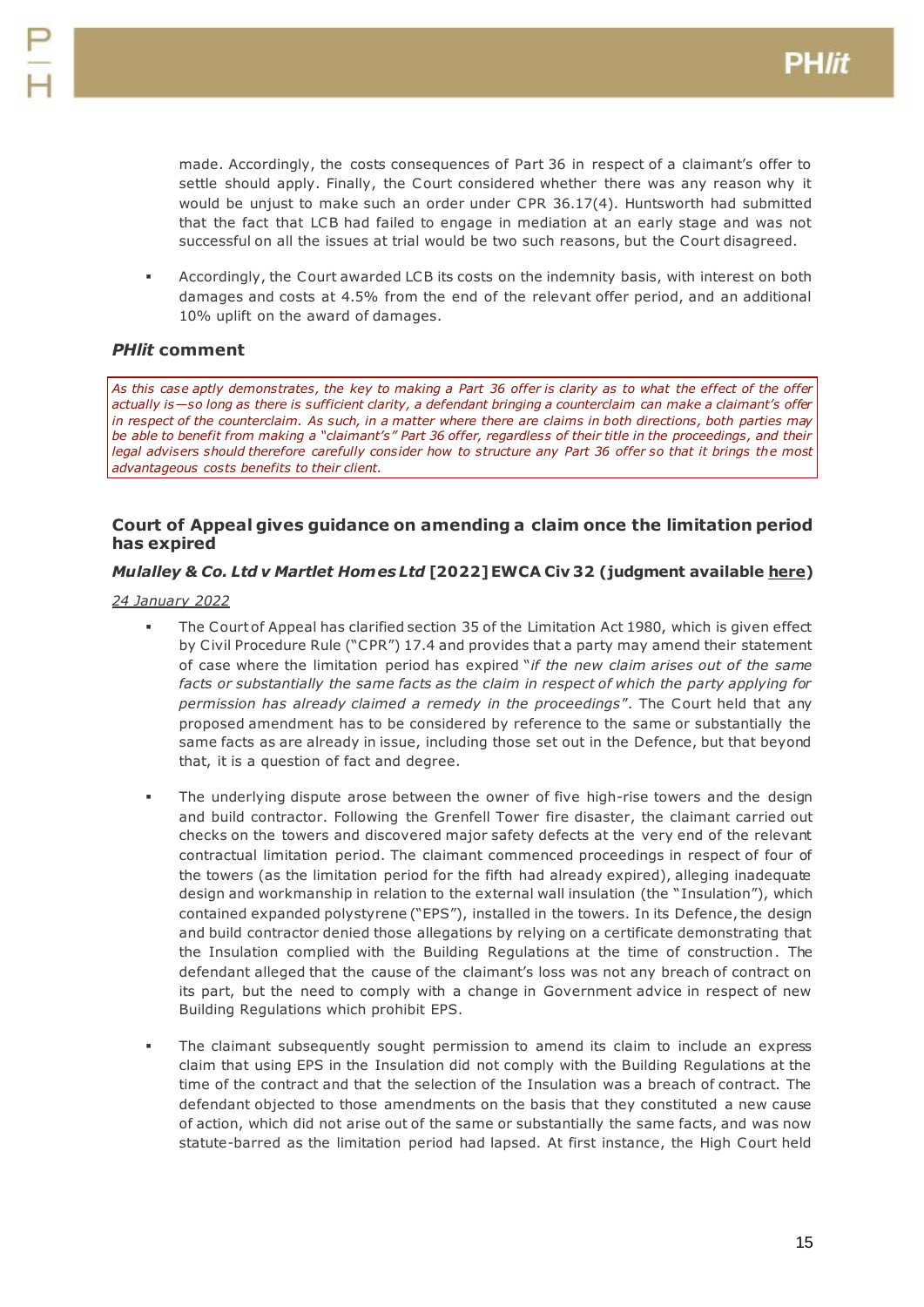made. Accordingly, the costs consequences of Part 36 in respect of a claimant's offer to settle should apply. Finally, the Court considered whether there was any reason why it would be unjust to make such an order under CPR 36.17(4). Huntsworth had submitted that the fact that LCB had failed to engage in mediation at an early stage and was not successful on all the issues at trial would be two such reasons, but the Court disagreed.

- Accordingly, the Court awarded LCB its costs on the indemnity basis, with interest on both damages and costs at 4.5% from the end of the relevant offer period, and an additional 10% uplift on the award of damages.

### ***PHlit*** **comment**

*As this case aptly demonstrates, the key to making a Part 36 offer is clarity as to what the effect of the offer actually is—so long as there is sufficient clarity, a defendant bringing a counterclaim can make a claimant's offer in respect of the counterclaim. As such, in a matter where there are claims in both directions, both parties may be able to benefit from making a "claimant's" Part 36 offer, regardless of their title in the proceedings, and their legal advisers should therefore carefully consider how to structure any Part 36 offer so that it brings the most advantageous costs benefits to their client.*

## Court of Appeal gives guidance on amending a claim once the limitation period has expired

### ***Mulalley & Co. Ltd v Martlet Homes Ltd*** **[2022] EWCA Civ 32 (judgment available here)**

24 January 2022

- The Court of Appeal has clarified section 35 of the Limitation Act 1980, which is given effect by Civil Procedure Rule ("CPR") 17.4 and provides that a party may amend their statement of case where the limitation period has expired "*if the new claim arises out of the same facts or substantially the same facts as the claim in respect of which the party applying for permission has already claimed a remedy in the proceedings*". The Court held that any proposed amendment has to be considered by reference to the same or substantially the same facts as are already in issue, including those set out in the Defence, but that beyond that, it is a question of fact and degree.

- The underlying dispute arose between the owner of five high-rise towers and the design and build contractor. Following the Grenfell Tower fire disaster, the claimant carried out checks on the towers and discovered major safety defects at the very end of the relevant contractual limitation period. The claimant commenced proceedings in respect of four of the towers (as the limitation period for the fifth had already expired), alleging inadequate design and workmanship in relation to the external wall insulation (the "Insulation"), which contained expanded polystyrene ("EPS"), installed in the towers. In its Defence, the design and build contractor denied those allegations by relying on a certificate demonstrating that the Insulation complied with the Building Regulations at the time of construction. The defendant alleged that the cause of the claimant's loss was not any breach of contract on its part, but the need to comply with a change in Government advice in respect of new Building Regulations which prohibit EPS.

- The claimant subsequently sought permission to amend its claim to include an express claim that using EPS in the Insulation did not comply with the Building Regulations at the time of the contract and that the selection of the Insulation was a breach of contract. The defendant objected to those amendments on the basis that they constituted a new cause of action, which did not arise out of the same or substantially the same facts, and was now statute-barred as the limitation period had lapsed. At first instance, the High Court held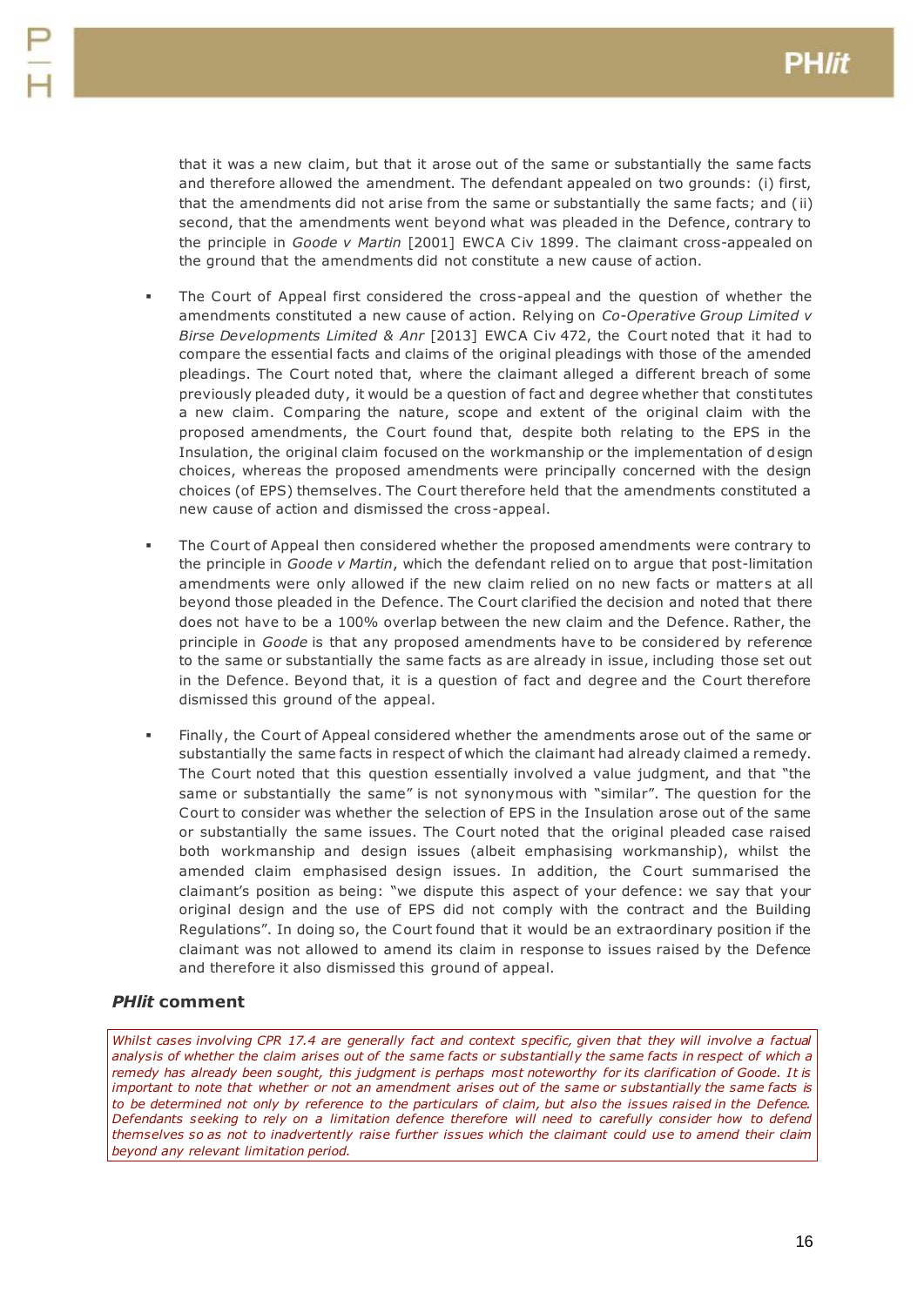that it was a new claim, but that it arose out of the same or substantially the same facts and therefore allowed the amendment. The defendant appealed on two grounds: (i) first, that the amendments did not arise from the same or substantially the same facts; and (ii) second, that the amendments went beyond what was pleaded in the Defence, contrary to the principle in *Goode v Martin* [2001] EWCA Civ 1899. The claimant cross-appealed on the ground that the amendments did not constitute a new cause of action.

- The Court of Appeal first considered the cross-appeal and the question of whether the amendments constituted a new cause of action. Relying on *Co-Operative Group Limited v Birse Developments Limited & Anr* [2013] EWCA Civ 472, the Court noted that it had to compare the essential facts and claims of the original pleadings with those of the amended pleadings. The Court noted that, where the claimant alleged a different breach of some previously pleaded duty, it would be a question of fact and degree whether that constitutes a new claim. Comparing the nature, scope and extent of the original claim with the proposed amendments, the Court found that, despite both relating to the EPS in the Insulation, the original claim focused on the workmanship or the implementation of design choices, whereas the proposed amendments were principally concerned with the design choices (of EPS) themselves. The Court therefore held that the amendments constituted a new cause of action and dismissed the cross-appeal.

- The Court of Appeal then considered whether the proposed amendments were contrary to the principle in *Goode v Martin*, which the defendant relied on to argue that post-limitation amendments were only allowed if the new claim relied on no new facts or matters at all beyond those pleaded in the Defence. The Court clarified the decision and noted that there does not have to be a 100% overlap between the new claim and the Defence. Rather, the principle in *Goode* is that any proposed amendments have to be considered by reference to the same or substantially the same facts as are already in issue, including those set out in the Defence. Beyond that, it is a question of fact and degree and the Court therefore dismissed this ground of the appeal.

- Finally, the Court of Appeal considered whether the amendments arose out of the same or substantially the same facts in respect of which the claimant had already claimed a remedy. The Court noted that this question essentially involved a value judgment, and that "the same or substantially the same" is not synonymous with "similar". The question for the Court to consider was whether the selection of EPS in the Insulation arose out of the same or substantially the same issues. The Court noted that the original pleaded case raised both workmanship and design issues (albeit emphasising workmanship), whilst the amended claim emphasised design issues. In addition, the Court summarised the claimant's position as being: "we dispute this aspect of your defence: we say that your original design and the use of EPS did not comply with the contract and the Building Regulations". In doing so, the Court found that it would be an extraordinary position if the claimant was not allowed to amend its claim in response to issues raised by the Defence and therefore it also dismissed this ground of appeal.

### *PHlit* comment

*Whilst cases involving CPR 17.4 are generally fact and context specific, given that they will involve a factual analysis of whether the claim arises out of the same facts or substantially the same facts in respect of which a remedy has already been sought, this judgment is perhaps most noteworthy for its clarification of Goode. It is important to note that whether or not an amendment arises out of the same or substantially the same facts is to be determined not only by reference to the particulars of claim, but also the issues raised in the Defence. Defendants seeking to rely on a limitation defence therefore will need to carefully consider how to defend themselves so as not to inadvertently raise further issues which the claimant could use to amend their claim beyond any relevant limitation period.*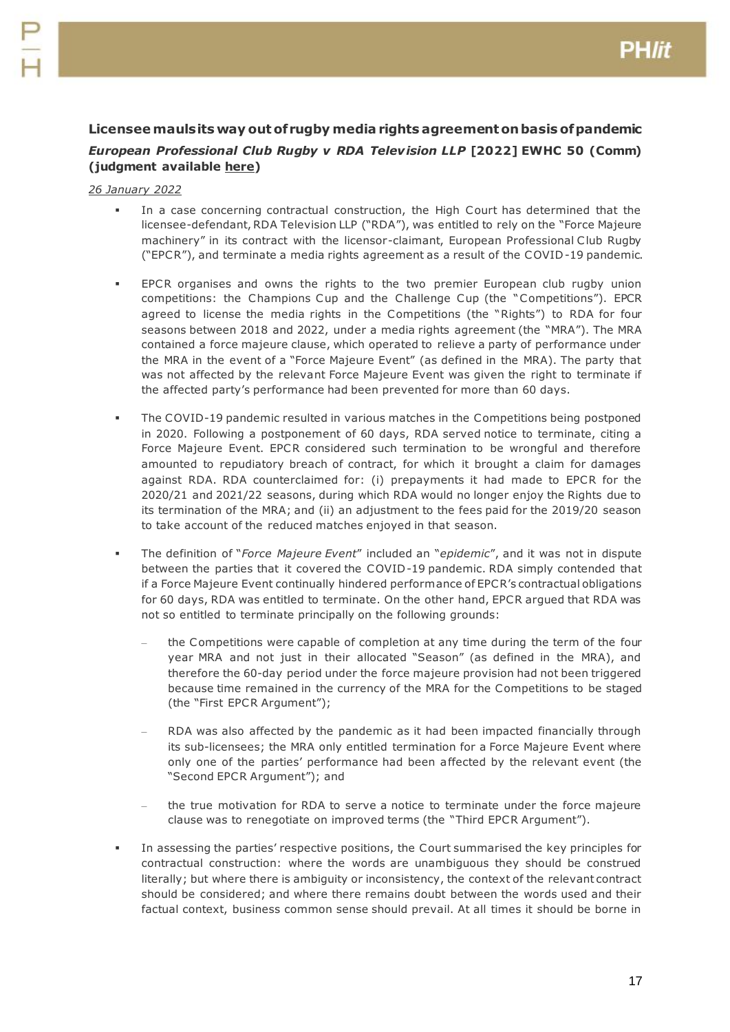## Licensee mauls its way out of rugby media rights agreement on basis of pandemic

***European Professional Club Rugby v RDA Television LLP* [2022] EWHC 50 (Comm) (judgment available here)**

*26 January 2022*

- In a case concerning contractual construction, the High Court has determined that the licensee-defendant, RDA Television LLP ("RDA"), was entitled to rely on the "Force Majeure machinery" in its contract with the licensor-claimant, European Professional Club Rugby ("EPCR"), and terminate a media rights agreement as a result of the COVID-19 pandemic.

- EPCR organises and owns the rights to the two premier European club rugby union competitions: the Champions Cup and the Challenge Cup (the "Competitions"). EPCR agreed to license the media rights in the Competitions (the "Rights") to RDA for four seasons between 2018 and 2022, under a media rights agreement (the "MRA"). The MRA contained a force majeure clause, which operated to relieve a party of performance under the MRA in the event of a "Force Majeure Event" (as defined in the MRA). The party that was not affected by the relevant Force Majeure Event was given the right to terminate if the affected party's performance had been prevented for more than 60 days.

- The COVID-19 pandemic resulted in various matches in the Competitions being postponed in 2020. Following a postponement of 60 days, RDA served notice to terminate, citing a Force Majeure Event. EPCR considered such termination to be wrongful and therefore amounted to repudiatory breach of contract, for which it brought a claim for damages against RDA. RDA counterclaimed for: (i) prepayments it had made to EPCR for the 2020/21 and 2021/22 seasons, during which RDA would no longer enjoy the Rights due to its termination of the MRA; and (ii) an adjustment to the fees paid for the 2019/20 season to take account of the reduced matches enjoyed in that season.

- The definition of "*Force Majeure Event*" included an "*epidemic*", and it was not in dispute between the parties that it covered the COVID-19 pandemic. RDA simply contended that if a Force Majeure Event continually hindered performance of EPCR's contractual obligations for 60 days, RDA was entitled to terminate. On the other hand, EPCR argued that RDA was not so entitled to terminate principally on the following grounds:

  - the Competitions were capable of completion at any time during the term of the four year MRA and not just in their allocated "Season" (as defined in the MRA), and therefore the 60-day period under the force majeure provision had not been triggered because time remained in the currency of the MRA for the Competitions to be staged (the "First EPCR Argument");

  - RDA was also affected by the pandemic as it had been impacted financially through its sub-licensees; the MRA only entitled termination for a Force Majeure Event where only one of the parties' performance had been affected by the relevant event (the "Second EPCR Argument"); and

  - the true motivation for RDA to serve a notice to terminate under the force majeure clause was to renegotiate on improved terms (the "Third EPCR Argument").

- In assessing the parties' respective positions, the Court summarised the key principles for contractual construction: where the words are unambiguous they should be construed literally; but where there is ambiguity or inconsistency, the context of the relevant contract should be considered; and where there remains doubt between the words used and their factual context, business common sense should prevail. At all times it should be borne in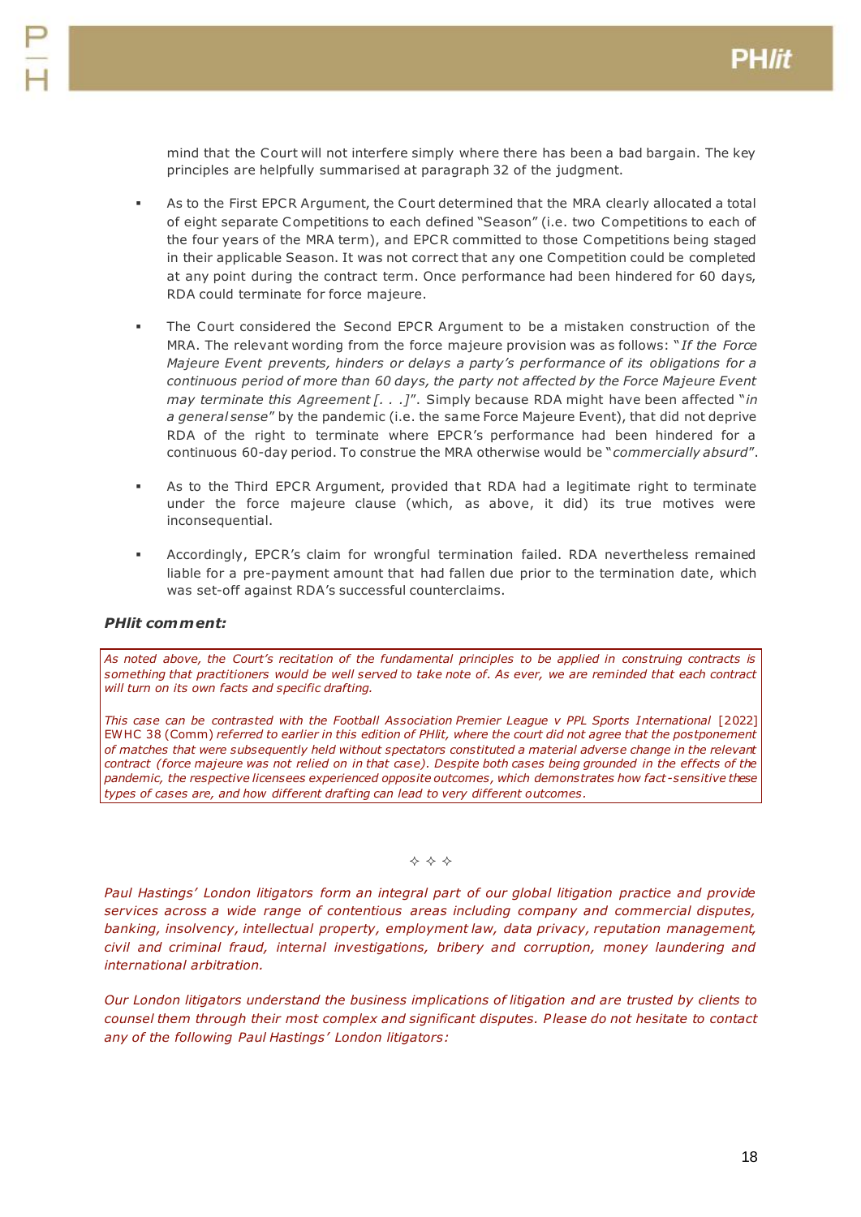mind that the Court will not interfere simply where there has been a bad bargain. The key principles are helpfully summarised at paragraph 32 of the judgment.

- As to the First EPCR Argument, the Court determined that the MRA clearly allocated a total of eight separate Competitions to each defined "Season" (i.e. two Competitions to each of the four years of the MRA term), and EPCR committed to those Competitions being staged in their applicable Season. It was not correct that any one Competition could be completed at any point during the contract term. Once performance had been hindered for 60 days, RDA could terminate for force majeure.

- The Court considered the Second EPCR Argument to be a mistaken construction of the MRA. The relevant wording from the force majeure provision was as follows: "*If the Force Majeure Event prevents, hinders or delays a party's performance of its obligations for a continuous period of more than 60 days, the party not affected by the Force Majeure Event may terminate this Agreement [. . .]*". Simply because RDA might have been affected "*in a general sense*" by the pandemic (i.e. the same Force Majeure Event), that did not deprive RDA of the right to terminate where EPCR's performance had been hindered for a continuous 60-day period. To construe the MRA otherwise would be "*commercially absurd*".

- As to the Third EPCR Argument, provided that RDA had a legitimate right to terminate under the force majeure clause (which, as above, it did) its true motives were inconsequential.

- Accordingly, EPCR's claim for wrongful termination failed. RDA nevertheless remained liable for a pre-payment amount that had fallen due prior to the termination date, which was set-off against RDA's successful counterclaims.

***PHlit comment:***

*As noted above, the Court's recitation of the fundamental principles to be applied in construing contracts is something that practitioners would be well served to take note of. As ever, we are reminded that each contract will turn on its own facts and specific drafting.*

*This case can be contrasted with the Football Association Premier League v PPL Sports International* [2022] EWHC 38 (Comm) *referred to earlier in this edition of PHlit, where the court did not agree that the postponement of matches that were subsequently held without spectators constituted a material adverse change in the relevant contract (force majeure was not relied on in that case). Despite both cases being grounded in the effects of the pandemic, the respective licensees experienced opposite outcomes, which demonstrates how fact-sensitive these types of cases are, and how different drafting can lead to very different outcomes.*

✧ ✧ ✧

*Paul Hastings' London litigators form an integral part of our global litigation practice and provide services across a wide range of contentious areas including company and commercial disputes, banking, insolvency, intellectual property, employment law, data privacy, reputation management, civil and criminal fraud, internal investigations, bribery and corruption, money laundering and international arbitration.*

*Our London litigators understand the business implications of litigation and are trusted by clients to counsel them through their most complex and significant disputes. Please do not hesitate to contact any of the following Paul Hastings' London litigators:*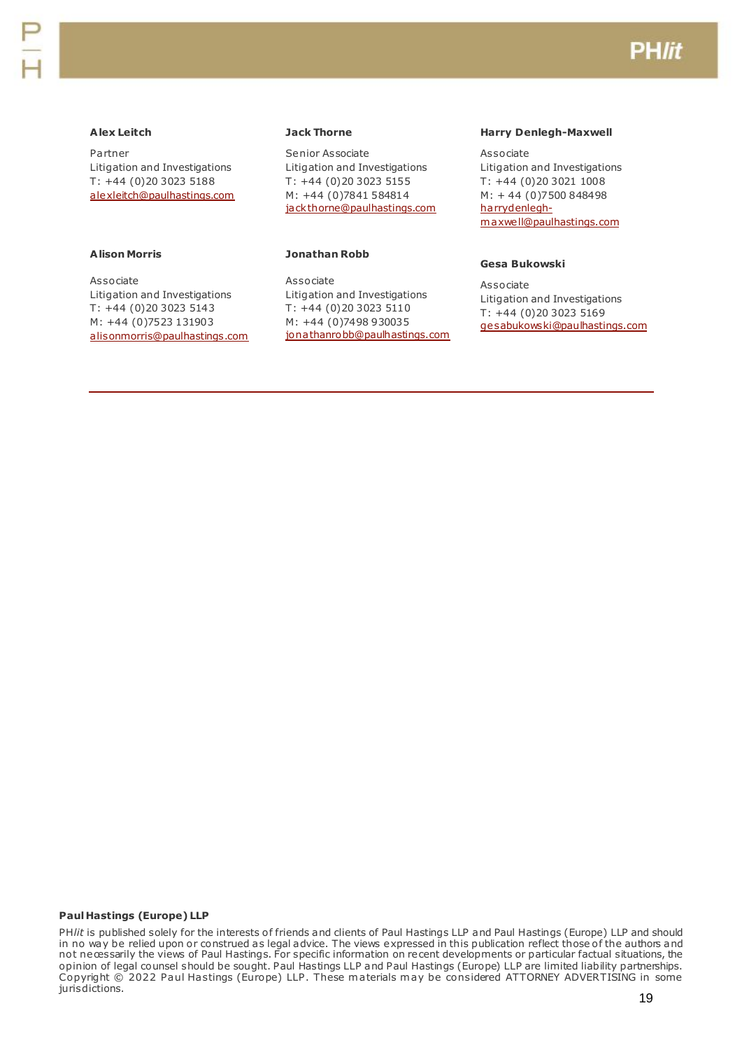**Alex Leitch**

Partner
Litigation and Investigations
T: +44 (0)20 3023 5188
alexleitch@paulhastings.com

**Jack Thorne**

Senior Associate
Litigation and Investigations
T: +44 (0)20 3023 5155
M: +44 (0)7841 584814
jackthorne@paulhastings.com

**Harry Denlegh-Maxwell**

Associate
Litigation and Investigations
T: +44 (0)20 3021 1008
M: + 44 (0)7500 848498
harrydenlegh-maxwell@paulhastings.com

**Alison Morris**

Associate
Litigation and Investigations
T: +44 (0)20 3023 5143
M: +44 (0)7523 131903
alisonmorris@paulhastings.com

**Jonathan Robb**

Associate
Litigation and Investigations
T: +44 (0)20 3023 5110
M: +44 (0)7498 930035
jonathanrobb@paulhastings.com

**Gesa Bukowski**

Associate
Litigation and Investigations
T: +44 (0)20 3023 5169
gesabukowski@paulhastings.com

---

**Paul Hastings (Europe) LLP**

PH*lit* is published solely for the interests of friends and clients of Paul Hastings LLP and Paul Hastings (Europe) LLP and should in no way be relied upon or construed as legal advice. The views expressed in this publication reflect those of the authors and not necessarily the views of Paul Hastings. For specific information on recent developments or particular factual situations, the opinion of legal counsel should be sought. Paul Hastings LLP and Paul Hastings (Europe) LLP are limited liability partnerships. Copyright © 2022 Paul Hastings (Europe) LLP. These materials may be considered ATTORNEY ADVERTISING in some jurisdictions.